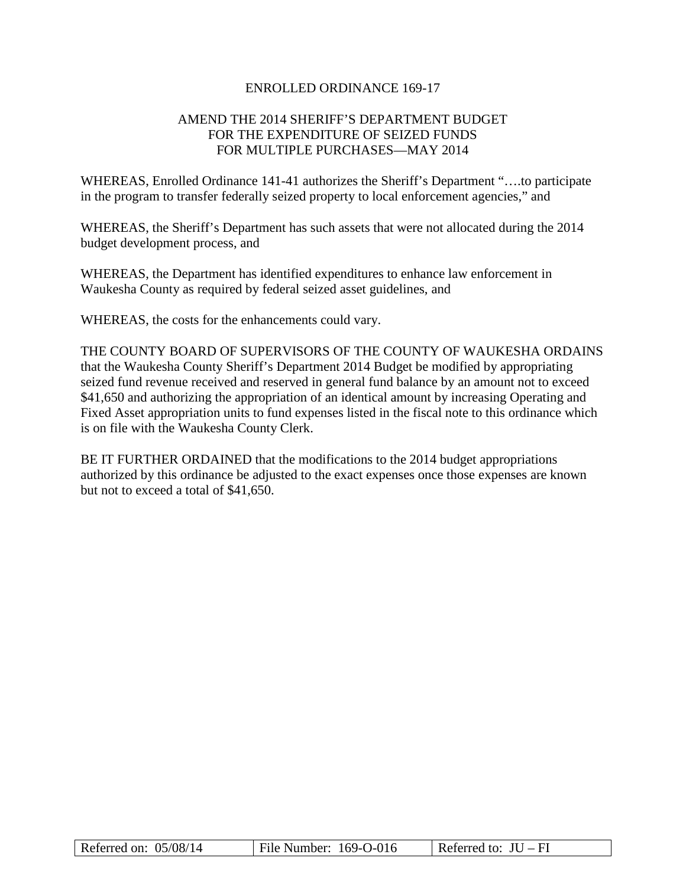# ENROLLED ORDINANCE 169-17

## AMEND THE 2014 SHERIFF'S DEPARTMENT BUDGET FOR THE EXPENDITURE OF SEIZED FUNDS FOR MULTIPLE PURCHASES—MAY 2014

WHEREAS, Enrolled Ordinance 141-41 authorizes the Sheriff's Department "….to participate in the program to transfer federally seized property to local enforcement agencies," and

WHEREAS, the Sheriff's Department has such assets that were not allocated during the 2014 budget development process, and

WHEREAS, the Department has identified expenditures to enhance law enforcement in Waukesha County as required by federal seized asset guidelines, and

WHEREAS, the costs for the enhancements could vary.

THE COUNTY BOARD OF SUPERVISORS OF THE COUNTY OF WAUKESHA ORDAINS that the Waukesha County Sheriff's Department 2014 Budget be modified by appropriating seized fund revenue received and reserved in general fund balance by an amount not to exceed $41,650 and authorizing the appropriation of an identical amount by increasing Operating and Fixed Asset appropriation units to fund expenses listed in the fiscal note to this ordinance which is on file with the Waukesha County Clerk.

BE IT FURTHER ORDAINED that the modifications to the 2014 budget appropriations authorized by this ordinance be adjusted to the exact expenses once those expenses are known but not to exceed a total of $41,650.

| Referred on: 05/08/14 | File Number: 169-O-016 | Referred to: JU – FI |
|---|---|---|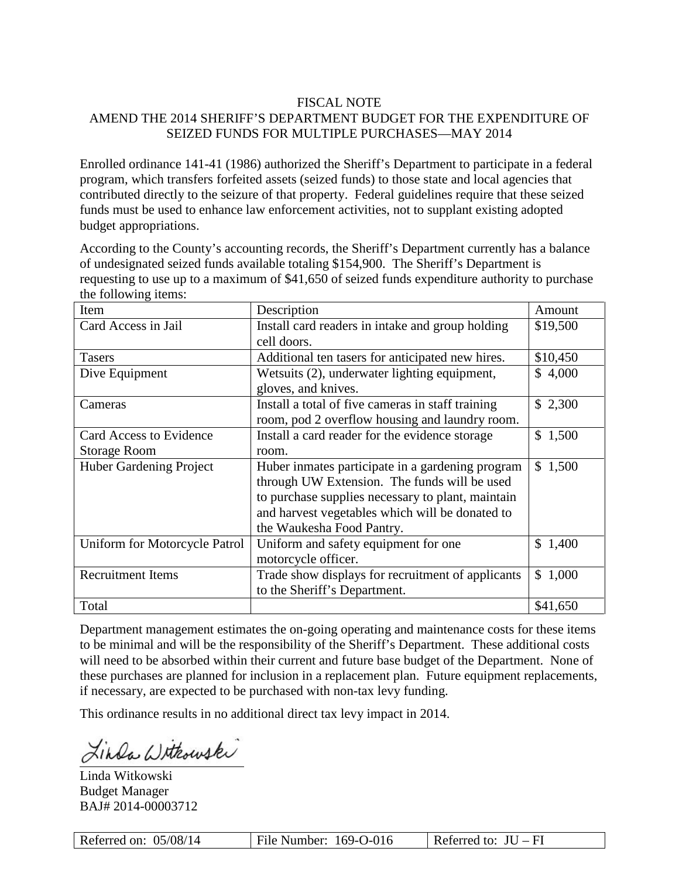FISCAL NOTE

AMEND THE 2014 SHERIFF'S DEPARTMENT BUDGET FOR THE EXPENDITURE OF SEIZED FUNDS FOR MULTIPLE PURCHASES—MAY 2014

Enrolled ordinance 141-41 (1986) authorized the Sheriff's Department to participate in a federal program, which transfers forfeited assets (seized funds) to those state and local agencies that contributed directly to the seizure of that property. Federal guidelines require that these seized funds must be used to enhance law enforcement activities, not to supplant existing adopted budget appropriations.

According to the County's accounting records, the Sheriff's Department currently has a balance of undesignated seized funds available totaling $154,900. The Sheriff's Department is requesting to use up to a maximum of $41,650 of seized funds expenditure authority to purchase the following items:

| Item | Description | Amount |
|---|---|---|
| Card Access in Jail | Install card readers in intake and group holding cell doors. | $19,500 |
| Tasers | Additional ten tasers for anticipated new hires. | $10,450 |
| Dive Equipment | Wetsuits (2), underwater lighting equipment, gloves, and knives. | $ 4,000 |
| Cameras | Install a total of five cameras in staff training room, pod 2 overflow housing and laundry room. | $ 2,300 |
| Card Access to Evidence Storage Room | Install a card reader for the evidence storage room. | $ 1,500 |
| Huber Gardening Project | Huber inmates participate in a gardening program through UW Extension. The funds will be used to purchase supplies necessary to plant, maintain and harvest vegetables which will be donated to the Waukesha Food Pantry. | $ 1,500 |
| Uniform for Motorcycle Patrol | Uniform and safety equipment for one motorcycle officer. | $ 1,400 |
| Recruitment Items | Trade show displays for recruitment of applicants to the Sheriff's Department. | $ 1,000 |
| Total | | $41,650 |

Department management estimates the on-going operating and maintenance costs for these items to be minimal and will be the responsibility of the Sheriff's Department. These additional costs will need to be absorbed within their current and future base budget of the Department. None of these purchases are planned for inclusion in a replacement plan. Future equipment replacements, if necessary, are expected to be purchased with non-tax levy funding.

This ordinance results in no additional direct tax levy impact in 2014.

Linda Witkowski

Linda Witkowski
Budget Manager
BAJ# 2014-00003712

| Referred on: 05/08/14 | File Number: 169-O-016 | Referred to: JU – FI |
|---|---|---|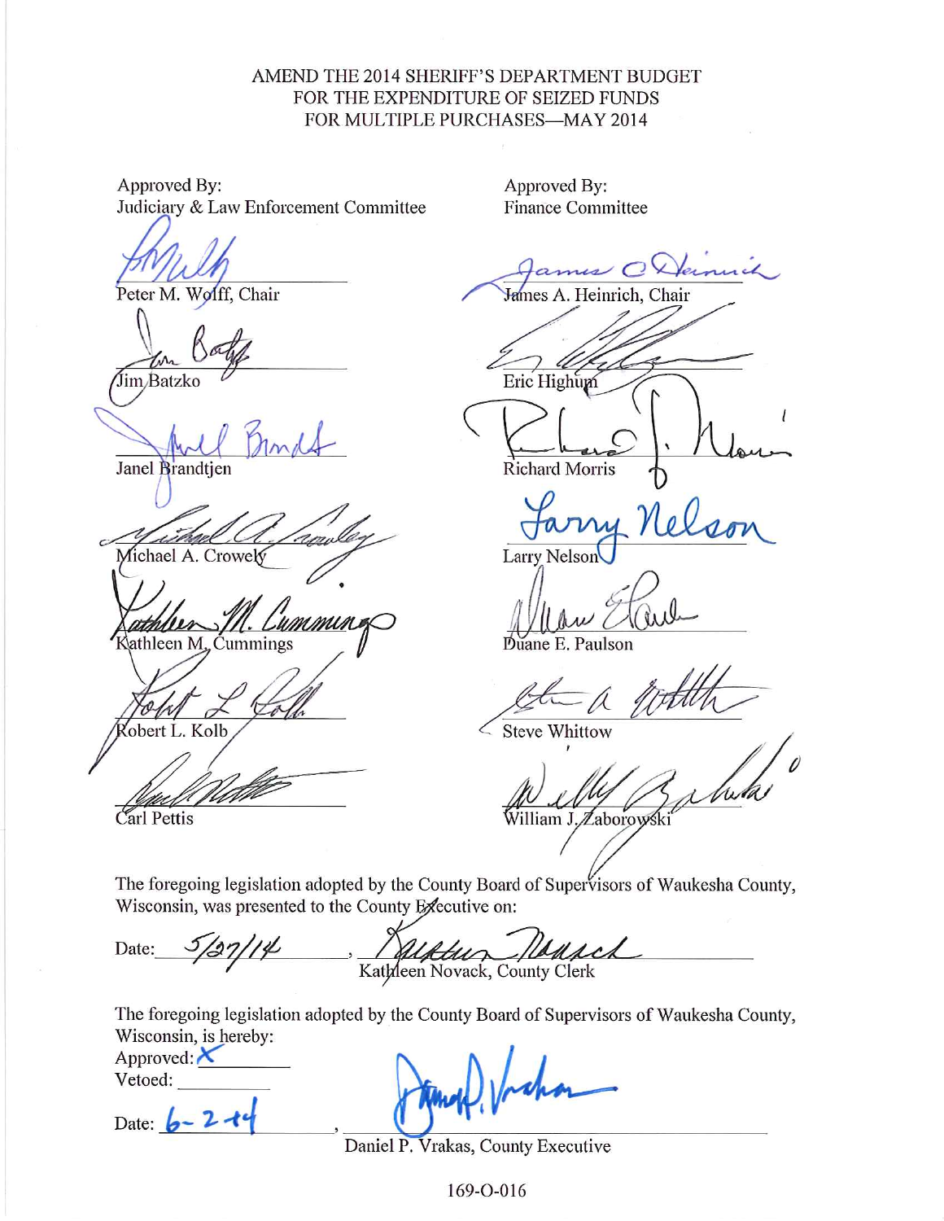AMEND THE 2014 SHERIFF'S DEPARTMENT BUDGET
FOR THE EXPENDITURE OF SEIZED FUNDS
FOR MULTIPLE PURCHASES—MAY 2014

Approved By:
Judiciary & Law Enforcement Committee

Peter M. Wolff, Chair

Jim Batzko

Janel Brandtjen

Michael A. Crowely

Kathleen M. Cummings

Robert L. Kolb

Carl Pettis

Approved By:
Finance Committee

James A. Heinrich, Chair

Eric Highum

Richard Morris

Larry Nelson

Duane E. Paulson

Steve Whittow

William J. Zaborowski

The foregoing legislation adopted by the County Board of Supervisors of Waukesha County, Wisconsin, was presented to the County Executive on:

Date: 5/27/14, Kathleen Novack, County Clerk

The foregoing legislation adopted by the County Board of Supervisors of Waukesha County, Wisconsin, is hereby:

Approved: X

Vetoed: ______

Date: 6-2-14, Daniel P. Vrakas, County Executive

169-O-016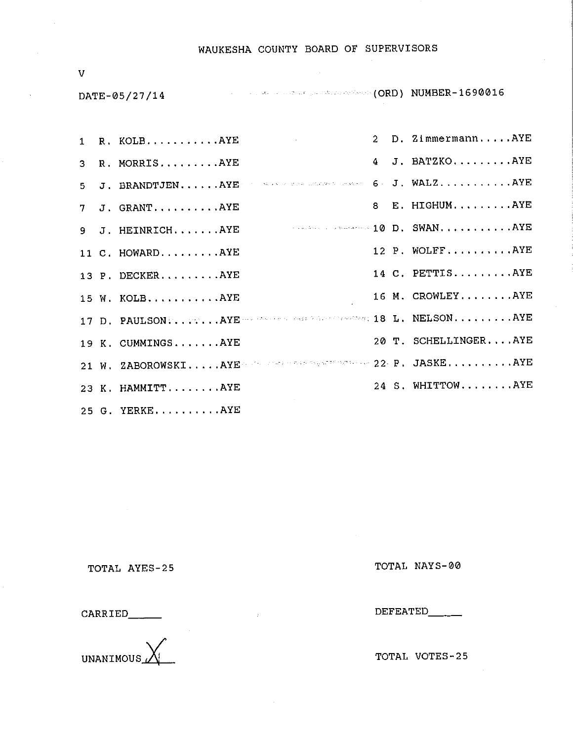# WAUKESHA COUNTY BOARD OF SUPERVISORS

V

DATE-05/27/14 (ORD) NUMBER-1690016

| | |
|---|---|
| 1 R. KOLB..........AYE | 2 D. Zimmermann.....AYE |
| 3 R. MORRIS.........AYE | 4 J. BATZKO.........AYE |
| 5 J. BRANDTJEN......AYE | 6 J. WALZ...........AYE |
| 7 J. GRANT..........AYE | 8 E. HIGHUM.........AYE |
| 9 J. HEINRICH.......AYE | 10 D. SWAN...........AYE |
| 11 C. HOWARD.........AYE | 12 P. WOLFF..........AYE |
| 13 P. DECKER.........AYE | 14 C. PETTIS.........AYE |
| 15 W. KOLB...........AYE | 16 M. CROWLEY........AYE |
| 17 D. PAULSON........AYE | 18 L. NELSON.........AYE |
| 19 K. CUMMINGS.......AYE | 20 T. SCHELLINGER....AYE |
| 21 W. ZABOROWSKI.....AYE | 22 P. JASKE..........AYE |
| 23 K. HAMMITT........AYE | 24 S. WHITTOW........AYE |
| 25 G. YERKE..........AYE | |

TOTAL AYES-25 TOTAL NAYS-00

CARRIED______ DEFEATED______

UNANIMOUS X TOTAL VOTES-25